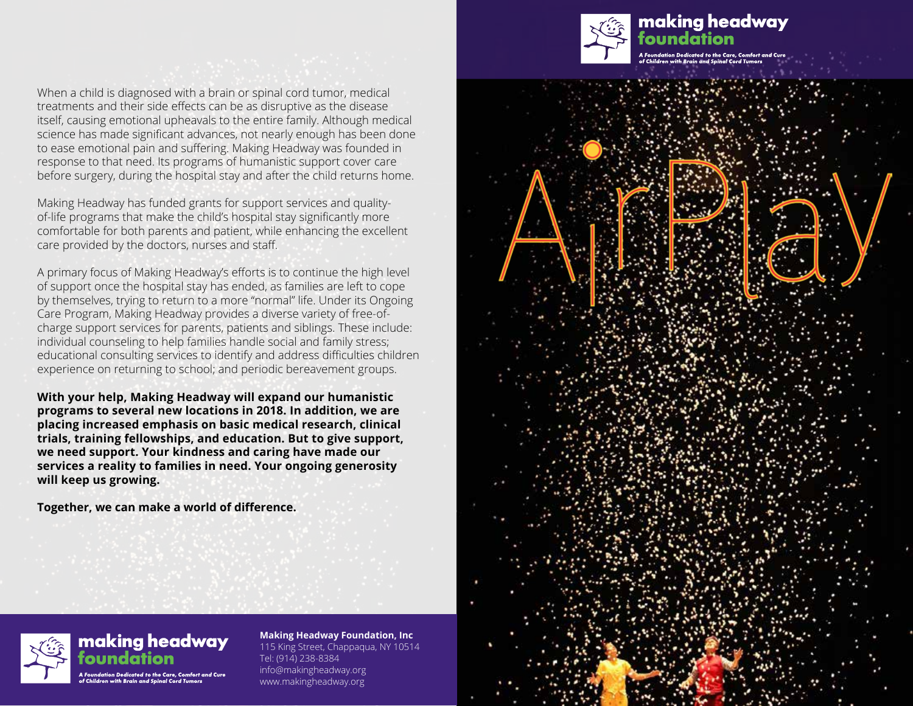When a child is diagnosed with a brain or spinal cord tumor, medical treatments and their side effects can be as disruptive as the disease itself, causing emotional upheavals to the entire family. Although medical science has made significant advances, not nearly enough has been done to ease emotional pain and suffering. Making Headway was founded in response to that need. Its programs of humanistic support cover care before surgery, during the hospital stay and after the child returns home.

Making Headway has funded grants for support services and quality-of-life programs that make the child's hospital stay significantly more comfortable for both parents and patient, while enhancing the excellent care provided by the doctors, nurses and staff.

A primary focus of Making Headway's efforts is to continue the high level of support once the hospital stay has ended, as families are left to cope by themselves, trying to return to a more "normal" life. Under its Ongoing Care Program, Making Headway provides a diverse variety of free-of-charge support services for parents, patients and siblings. These include: individual counseling to help families handle social and family stress; educational consulting services to identify and address difficulties children experience on returning to school; and periodic bereavement groups.

**With your help, Making Headway will expand our humanistic programs to several new locations in 2018. In addition, we are placing increased emphasis on basic medical research, clinical trials, training fellowships, and education. But to give support, we need support. Your kindness and caring have made our services a reality to families in need. Your ongoing generosity will keep us growing.**

**Together, we can make a world of difference.**

**making headway foundation**

*A Foundation Dedicated to the Care, Comfort and Cure of Children with Brain and Spinal Cord Tumors*

**Making Headway Foundation, Inc**
115 King Street, Chappaqua, NY 10514
Tel: (914) 238-8384
info@makingheadway.org
www.makingheadway.org

**making headway foundation**

*A Foundation Dedicated to the Care, Comfort and Cure of Children with Brain and Spinal Cord Tumors*

# AirPlay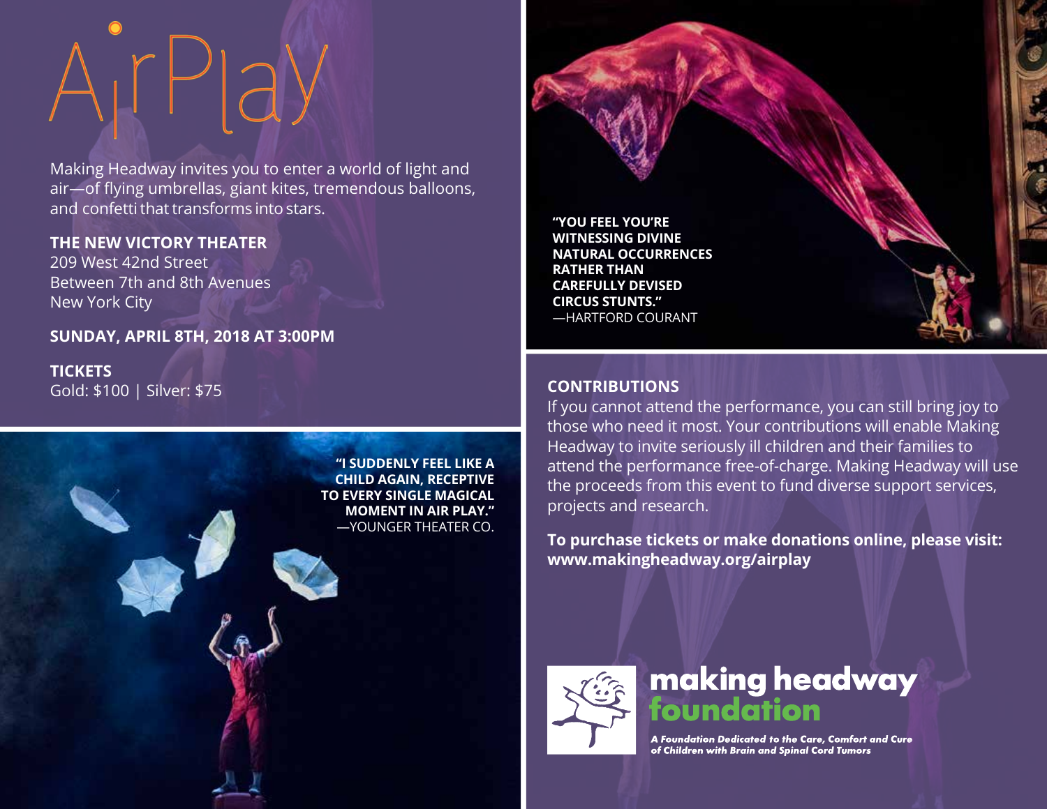# AirPlay

Making Headway invites you to enter a world of light and air—of flying umbrellas, giant kites, tremendous balloons, and confetti that transforms into stars.

**THE NEW VICTORY THEATER**
209 West 42nd Street
Between 7th and 8th Avenues
New York City

**SUNDAY, APRIL 8TH, 2018 AT 3:00PM**

**TICKETS**
Gold: $100 | Silver: $75

**"I SUDDENLY FEEL LIKE A CHILD AGAIN, RECEPTIVE TO EVERY SINGLE MAGICAL MOMENT IN AIR PLAY."**
—YOUNGER THEATER CO.

**"YOU FEEL YOU'RE WITNESSING DIVINE NATURAL OCCURRENCES RATHER THAN CAREFULLY DEVISED CIRCUS STUNTS."**
—HARTFORD COURANT

**CONTRIBUTIONS**
If you cannot attend the performance, you can still bring joy to those who need it most. Your contributions will enable Making Headway to invite seriously ill children and their families to attend the performance free-of-charge. Making Headway will use the proceeds from this event to fund diverse support services, projects and research.

**To purchase tickets or make donations online, please visit: www.makingheadway.org/airplay**

**making headway foundation**

*A Foundation Dedicated to the Care, Comfort and Cure of Children with Brain and Spinal Cord Tumors*